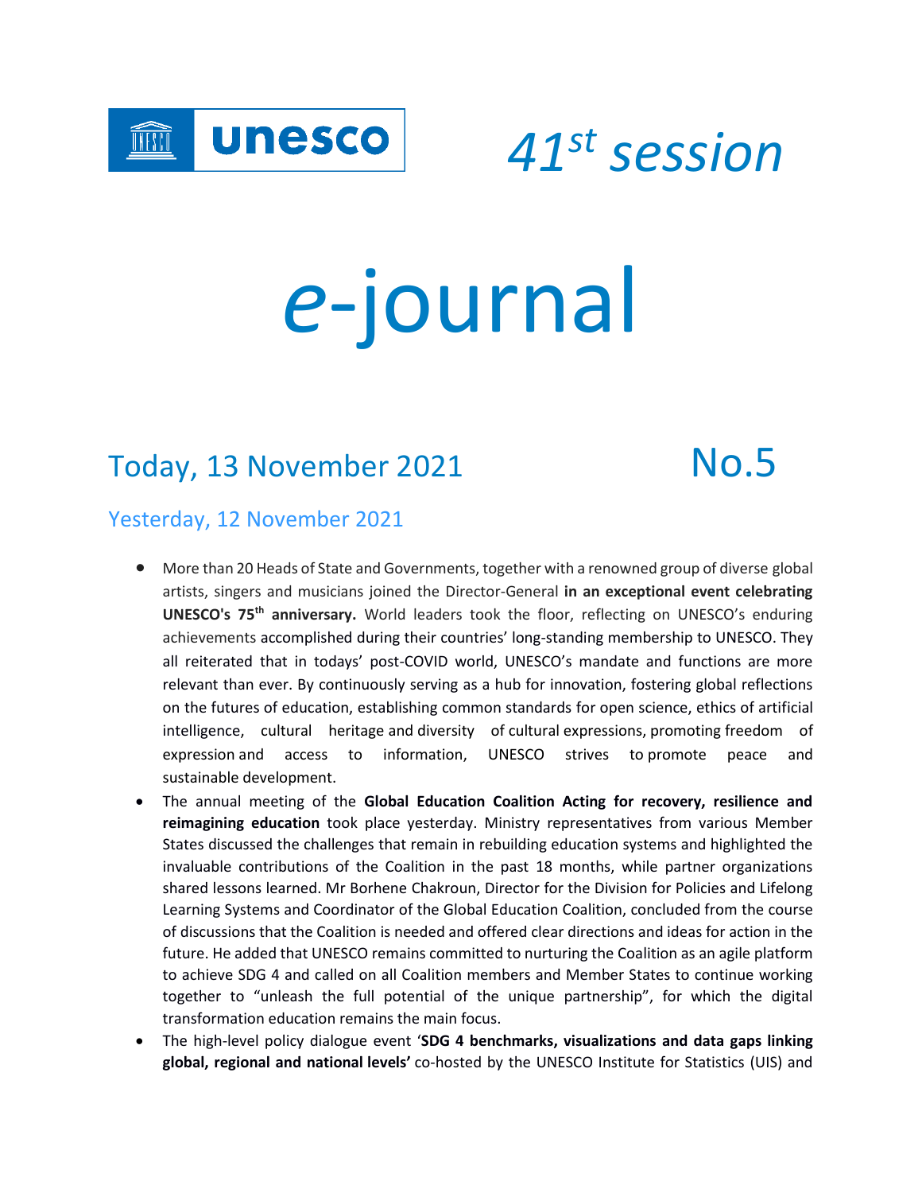unesco

# *41st session*

# *e*-journal

## Today, 13 November 2021 No.5

### Yesterday, 12 November 2021

- More than 20 Heads of State and Governments, together with a renowned group of diverse global artists, singers and musicians joined the Director-General **in an exceptional event celebrating UNESCO's 75th anniversary.** World leaders took the floor, reflecting on UNESCO's enduring achievements accomplished during their countries' long-standing membership to UNESCO. They all reiterated that in todays' post-COVID world, UNESCO's mandate and functions are more relevant than ever. By continuously serving as a hub for innovation, fostering global reflections on the futures of education, establishing common standards for open science, ethics of artificial intelligence, cultural heritage and diversity of cultural expressions, promoting freedom of expression and access to information, UNESCO strives to promote peace and sustainable development.
- The annual meeting of the **Global Education Coalition Acting for recovery, resilience and reimagining education** took place yesterday. Ministry representatives from various Member States discussed the challenges that remain in rebuilding education systems and highlighted the invaluable contributions of the Coalition in the past 18 months, while partner organizations shared lessons learned. Mr Borhene Chakroun, Director for the Division for Policies and Lifelong Learning Systems and Coordinator of the Global Education Coalition, concluded from the course of discussions that the Coalition is needed and offered clear directions and ideas for action in the future. He added that UNESCO remains committed to nurturing the Coalition as an agile platform to achieve SDG 4 and called on all Coalition members and Member States to continue working together to "unleash the full potential of the unique partnership", for which the digital transformation education remains the main focus.
- The high-level policy dialogue event '**SDG 4 benchmarks, visualizations and data gaps linking global, regional and national levels'** co-hosted by the UNESCO Institute for Statistics (UIS) and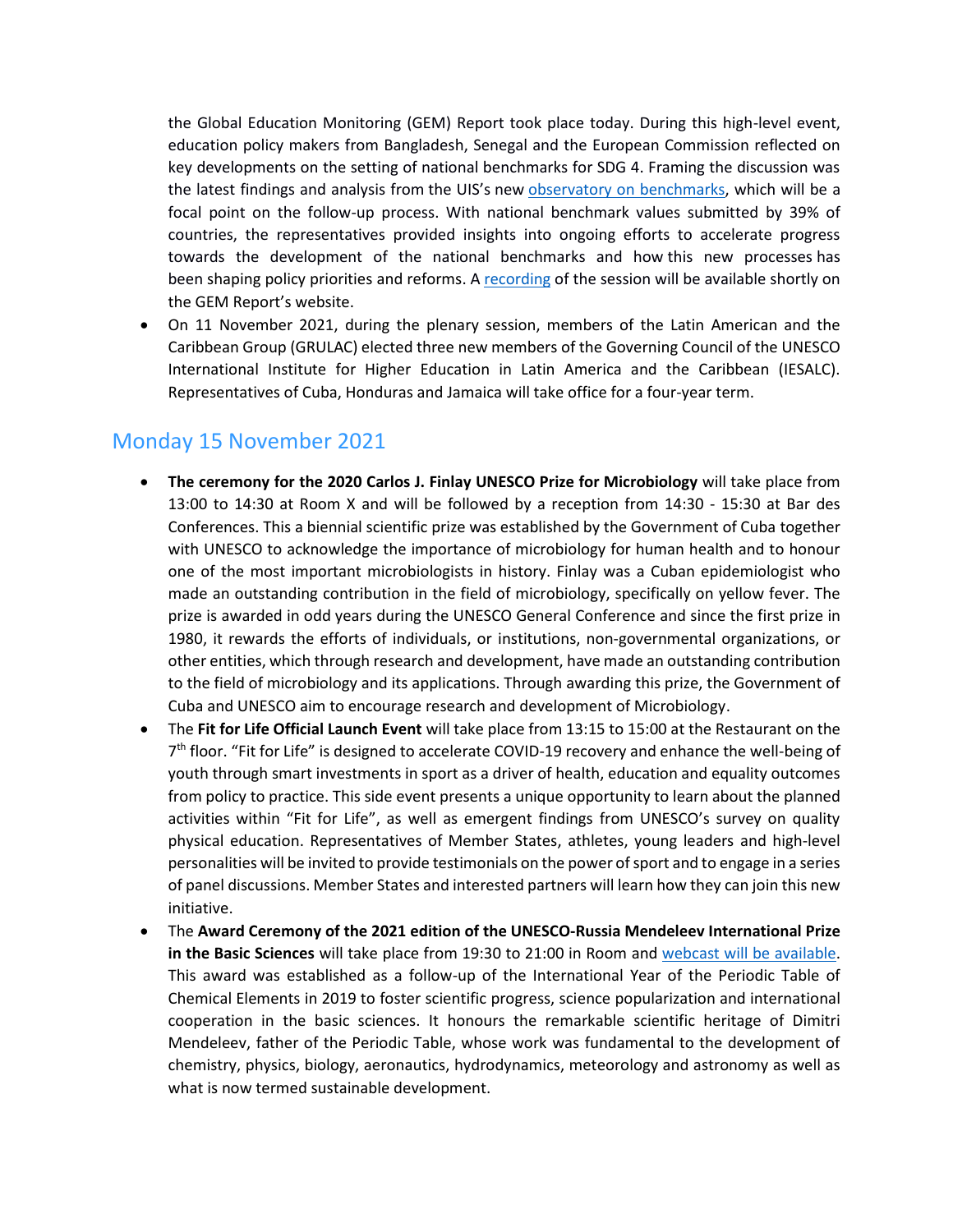the Global Education Monitoring (GEM) Report took place today. During this high-level event, education policy makers from Bangladesh, Senegal and the European Commission reflected on key developments on the setting of national benchmarks for SDG 4. Framing the discussion was the latest findings and analysis from the UIS's new [observatory on benchmarks](), which will be a focal point on the follow-up process. With national benchmark values submitted by 39% of countries, the representatives provided insights into ongoing efforts to accelerate progress towards the development of the national benchmarks and how this new processes has been shaping policy priorities and reforms. A [recording]() of the session will be available shortly on the GEM Report's website.

- On 11 November 2021, during the plenary session, members of the Latin American and the Caribbean Group (GRULAC) elected three new members of the Governing Council of the UNESCO International Institute for Higher Education in Latin America and the Caribbean (IESALC). Representatives of Cuba, Honduras and Jamaica will take office for a four-year term.

## Monday 15 November 2021

- **The ceremony for the 2020 Carlos J. Finlay UNESCO Prize for Microbiology** will take place from 13:00 to 14:30 at Room X and will be followed by a reception from 14:30 - 15:30 at Bar des Conferences. This a biennial scientific prize was established by the Government of Cuba together with UNESCO to acknowledge the importance of microbiology for human health and to honour one of the most important microbiologists in history. Finlay was a Cuban epidemiologist who made an outstanding contribution in the field of microbiology, specifically on yellow fever. The prize is awarded in odd years during the UNESCO General Conference and since the first prize in 1980, it rewards the efforts of individuals, or institutions, non-governmental organizations, or other entities, which through research and development, have made an outstanding contribution to the field of microbiology and its applications. Through awarding this prize, the Government of Cuba and UNESCO aim to encourage research and development of Microbiology.
- The **Fit for Life Official Launch Event** will take place from 13:15 to 15:00 at the Restaurant on the 7th floor. "Fit for Life" is designed to accelerate COVID-19 recovery and enhance the well-being of youth through smart investments in sport as a driver of health, education and equality outcomes from policy to practice. This side event presents a unique opportunity to learn about the planned activities within "Fit for Life", as well as emergent findings from UNESCO's survey on quality physical education. Representatives of Member States, athletes, young leaders and high-level personalities will be invited to provide testimonials on the power of sport and to engage in a series of panel discussions. Member States and interested partners will learn how they can join this new initiative.
- The **Award Ceremony of the 2021 edition of the UNESCO-Russia Mendeleev International Prize in the Basic Sciences** will take place from 19:30 to 21:00 in Room and [webcast will be available](). This award was established as a follow-up of the International Year of the Periodic Table of Chemical Elements in 2019 to foster scientific progress, science popularization and international cooperation in the basic sciences. It honours the remarkable scientific heritage of Dimitri Mendeleev, father of the Periodic Table, whose work was fundamental to the development of chemistry, physics, biology, aeronautics, hydrodynamics, meteorology and astronomy as well as what is now termed sustainable development.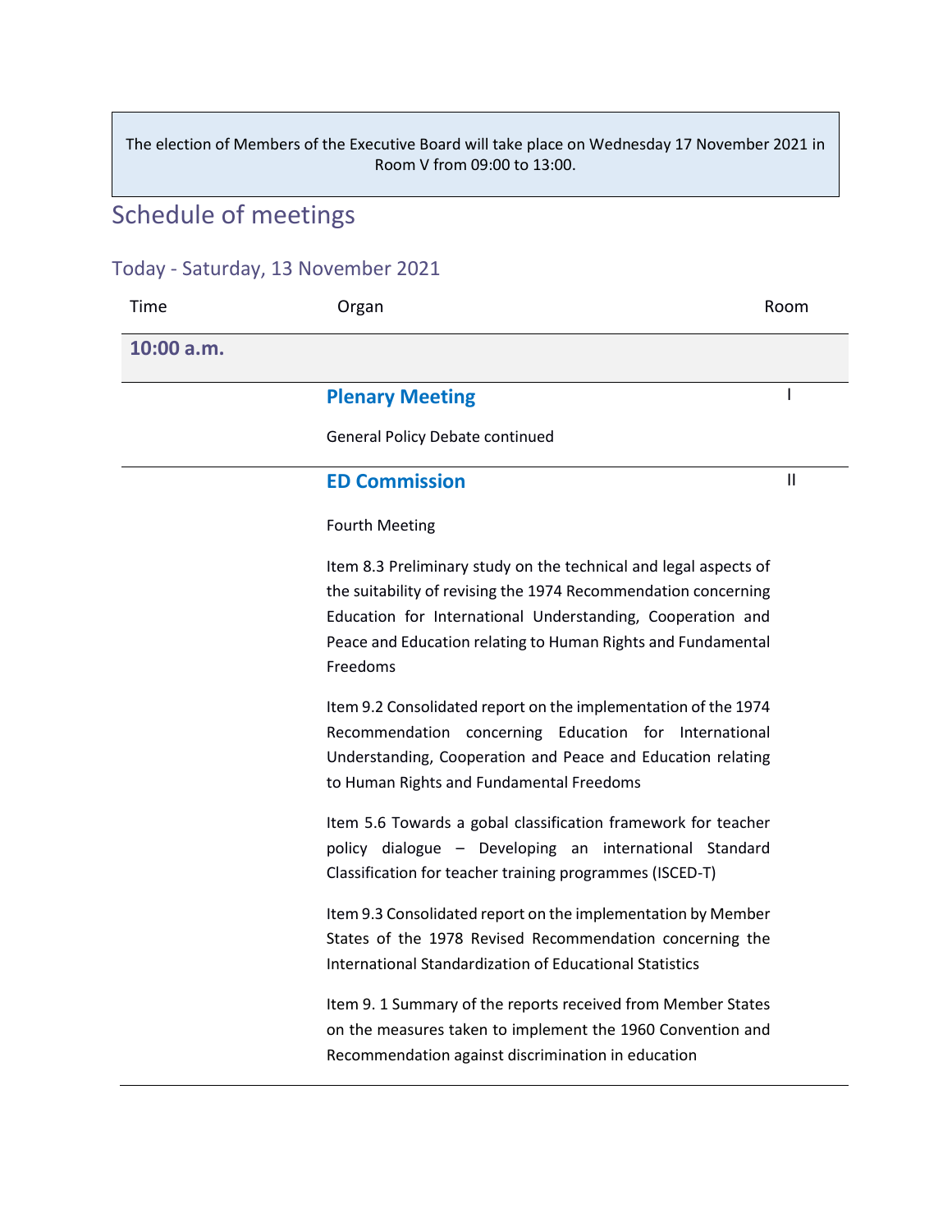The election of Members of the Executive Board will take place on Wednesday 17 November 2021 in Room V from 09:00 to 13:00.

# Schedule of meetings

## Today - Saturday, 13 November 2021

| Time | Organ | Room |
|---|---|---|
| **10:00 a.m.** | | |
| | **Plenary Meeting**<br><br>General Policy Debate continued | I |
| | **ED Commission**<br><br>Fourth Meeting<br><br>Item 8.3 Preliminary study on the technical and legal aspects of the suitability of revising the 1974 Recommendation concerning Education for International Understanding, Cooperation and Peace and Education relating to Human Rights and Fundamental Freedoms<br><br>Item 9.2 Consolidated report on the implementation of the 1974 Recommendation concerning Education for International Understanding, Cooperation and Peace and Education relating to Human Rights and Fundamental Freedoms<br><br>Item 5.6 Towards a gobal classification framework for teacher policy dialogue – Developing an international Standard Classification for teacher training programmes (ISCED-T)<br><br>Item 9.3 Consolidated report on the implementation by Member States of the 1978 Revised Recommendation concerning the International Standardization of Educational Statistics<br><br>Item 9. 1 Summary of the reports received from Member States on the measures taken to implement the 1960 Convention and Recommendation against discrimination in education | II |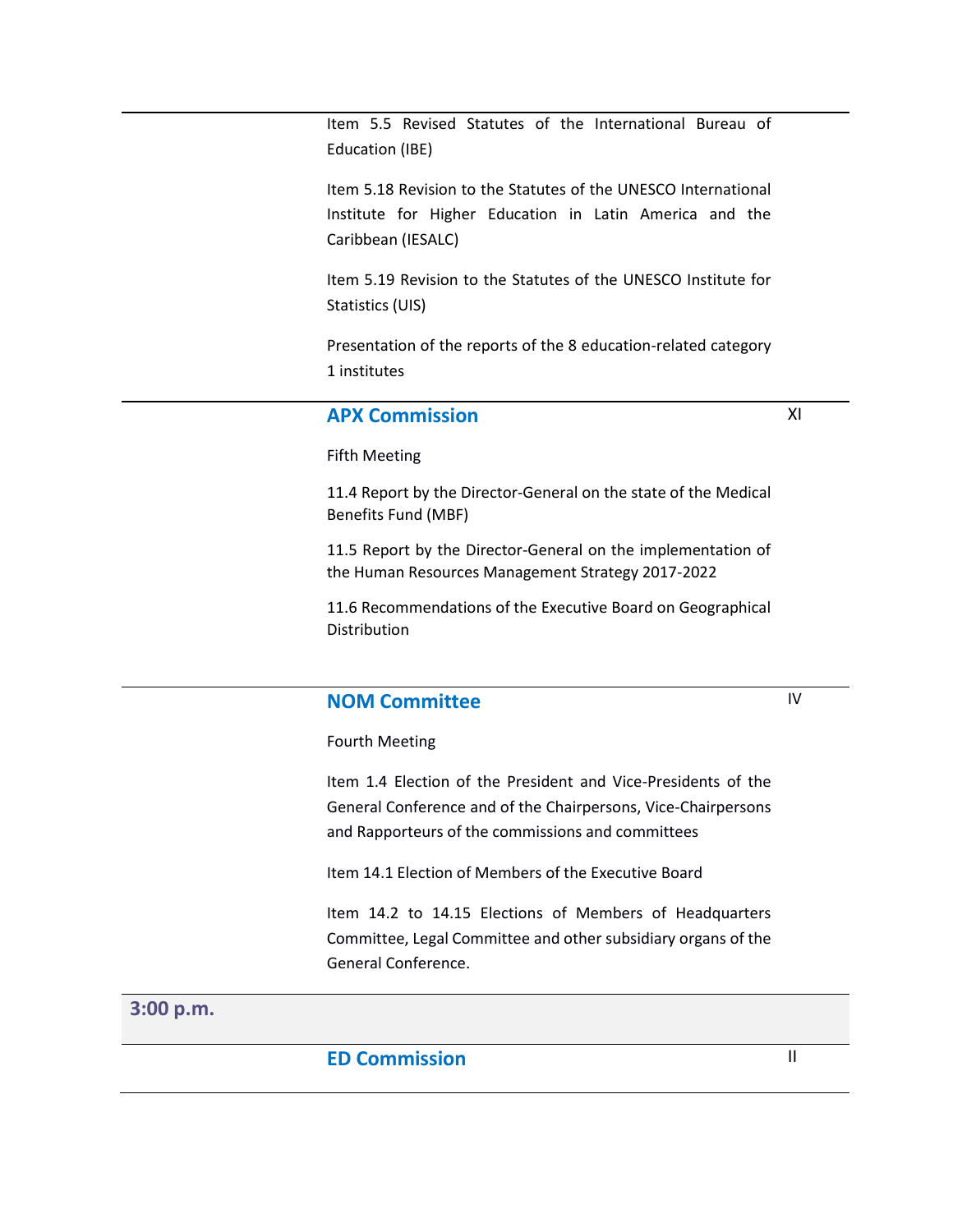Item 5.5 Revised Statutes of the International Bureau of Education (IBE)

Item 5.18 Revision to the Statutes of the UNESCO International Institute for Higher Education in Latin America and the Caribbean (IESALC)

Item 5.19 Revision to the Statutes of the UNESCO Institute for Statistics (UIS)

Presentation of the reports of the 8 education-related category 1 institutes

### APX Commission — XI

Fifth Meeting

11.4 Report by the Director-General on the state of the Medical Benefits Fund (MBF)

11.5 Report by the Director-General on the implementation of the Human Resources Management Strategy 2017-2022

11.6 Recommendations of the Executive Board on Geographical Distribution

### NOM Committee — IV

Fourth Meeting

Item 1.4 Election of the President and Vice-Presidents of the General Conference and of the Chairpersons, Vice-Chairpersons and Rapporteurs of the commissions and committees

Item 14.1 Election of Members of the Executive Board

Item 14.2 to 14.15 Elections of Members of Headquarters Committee, Legal Committee and other subsidiary organs of the General Conference.

## 3:00 p.m.

### ED Commission — II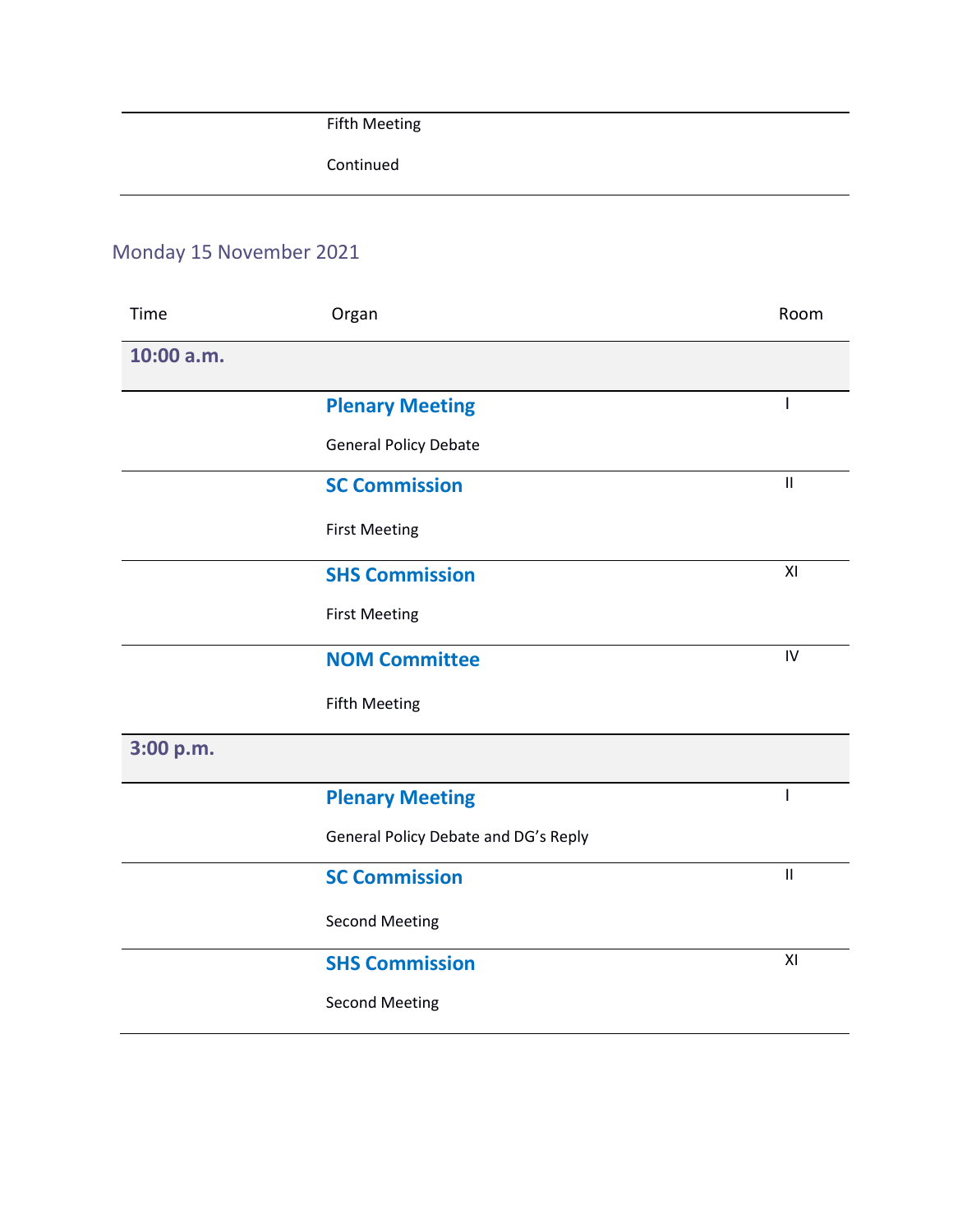| | | |
|---|---|---|
| | Fifth Meeting<br>Continued | |

## Monday 15 November 2021

| Time | Organ | Room |
|---|---|---|
| **10:00 a.m.** | | |
| | **Plenary Meeting**<br>General Policy Debate | I |
| | **SC Commission**<br>First Meeting | II |
| | **SHS Commission**<br>First Meeting | XI |
| | **NOM Committee**<br>Fifth Meeting | IV |
| **3:00 p.m.** | | |
| | **Plenary Meeting**<br>General Policy Debate and DG's Reply | I |
| | **SC Commission**<br>Second Meeting | II |
| | **SHS Commission**<br>Second Meeting | XI |